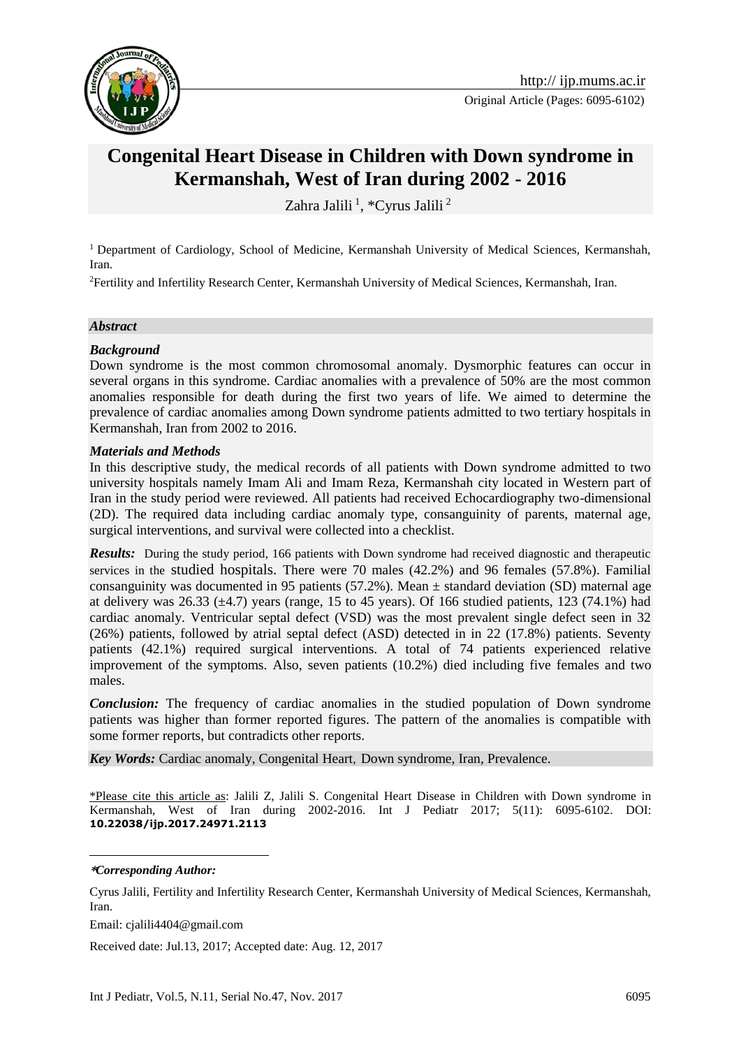# Congenital Heart Disease in Children with Down syndrome in Kermanshah, West of Iran during 2002 - 2016

Zahra Jalili [1], *Cyrus Jalili [2]

[1] Department of Cardiology, School of Medicine, Kermanshah University of Medical Sciences, Kermanshah, Iran.

[2] Fertility and Infertility Research Center, Kermanshah University of Medical Sciences, Kermanshah, Iran.

## *Abstract*

### *Background*

Down syndrome is the most common chromosomal anomaly. Dysmorphic features can occur in several organs in this syndrome. Cardiac anomalies with a prevalence of 50% are the most common anomalies responsible for death during the first two years of life. We aimed to determine the prevalence of cardiac anomalies among Down syndrome patients admitted to two tertiary hospitals in Kermanshah, Iran from 2002 to 2016.

### *Materials and Methods*

In this descriptive study, the medical records of all patients with Down syndrome admitted to two university hospitals namely Imam Ali and Imam Reza, Kermanshah city located in Western part of Iran in the study period were reviewed. All patients had received Echocardiography two-dimensional (2D). The required data including cardiac anomaly type, consanguinity of parents, maternal age, surgical interventions, and survival were collected into a checklist.

***Results:*** During the study period, 166 patients with Down syndrome had received diagnostic and therapeutic services in the studied hospitals. There were 70 males (42.2%) and 96 females (57.8%). Familial consanguinity was documented in 95 patients (57.2%). Mean ± standard deviation (SD) maternal age at delivery was 26.33 (±4.7) years (range, 15 to 45 years). Of 166 studied patients, 123 (74.1%) had cardiac anomaly. Ventricular septal defect (VSD) was the most prevalent single defect seen in 32 (26%) patients, followed by atrial septal defect (ASD) detected in in 22 (17.8%) patients. Seventy patients (42.1%) required surgical interventions. A total of 74 patients experienced relative improvement of the symptoms. Also, seven patients (10.2%) died including five females and two males.

***Conclusion:*** The frequency of cardiac anomalies in the studied population of Down syndrome patients was higher than former reported figures. The pattern of the anomalies is compatible with some former reports, but contradicts other reports.

***Key Words:*** Cardiac anomaly, Congenital Heart, Down syndrome, Iran, Prevalence.

*Please cite this article as: Jalili Z, Jalili S. Congenital Heart Disease in Children with Down syndrome in Kermanshah, West of Iran during 2002-2016. Int J Pediatr 2017; 5(11): 6095-6102. DOI: **10.22038/ijp.2017.24971.2113**

***Corresponding Author:***

Cyrus Jalili, Fertility and Infertility Research Center, Kermanshah University of Medical Sciences, Kermanshah, Iran.

Email: cjalili4404@gmail.com

Received date: Jul.13, 2017; Accepted date: Aug. 12, 2017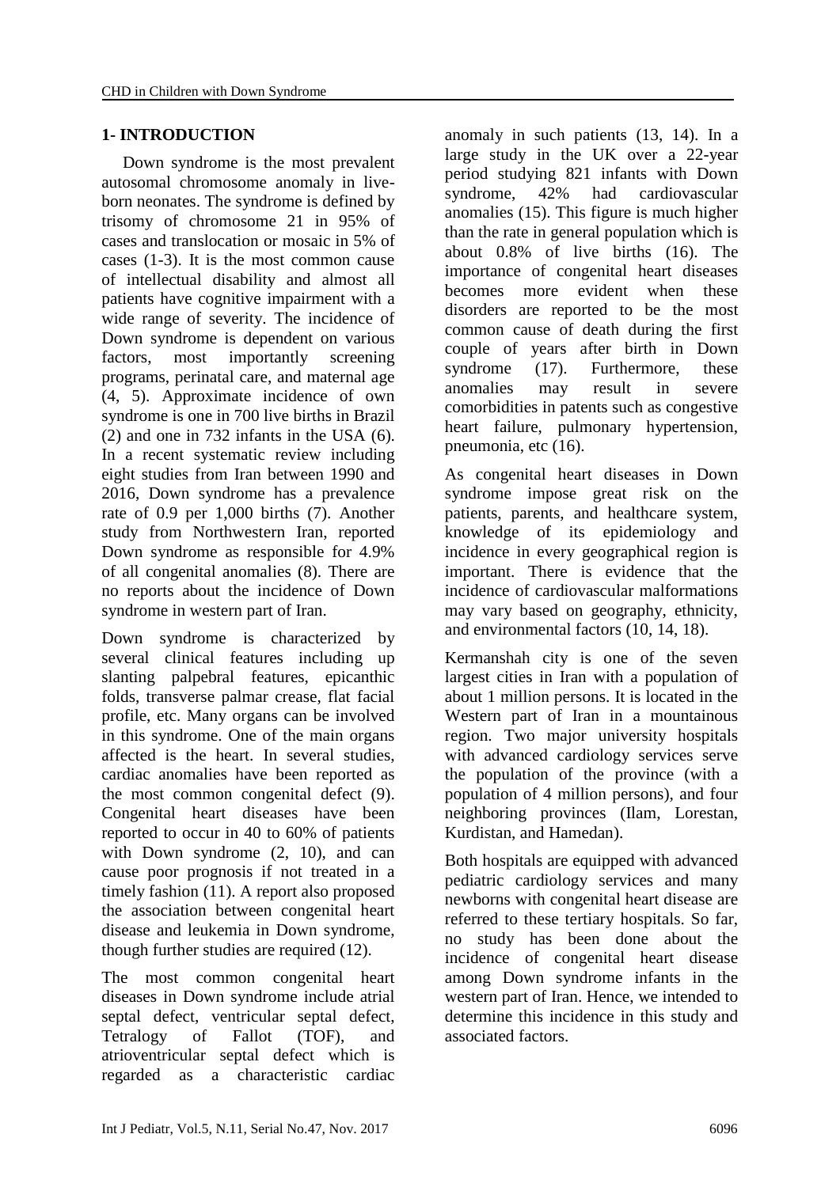## 1- INTRODUCTION

Down syndrome is the most prevalent autosomal chromosome anomaly in live-born neonates. The syndrome is defined by trisomy of chromosome 21 in 95% of cases and translocation or mosaic in 5% of cases (1-3). It is the most common cause of intellectual disability and almost all patients have cognitive impairment with a wide range of severity. The incidence of Down syndrome is dependent on various factors, most importantly screening programs, perinatal care, and maternal age (4, 5). Approximate incidence of own syndrome is one in 700 live births in Brazil (2) and one in 732 infants in the USA (6). In a recent systematic review including eight studies from Iran between 1990 and 2016, Down syndrome has a prevalence rate of 0.9 per 1,000 births (7). Another study from Northwestern Iran, reported Down syndrome as responsible for 4.9% of all congenital anomalies (8). There are no reports about the incidence of Down syndrome in western part of Iran.

Down syndrome is characterized by several clinical features including up slanting palpebral features, epicanthic folds, transverse palmar crease, flat facial profile, etc. Many organs can be involved in this syndrome. One of the main organs affected is the heart. In several studies, cardiac anomalies have been reported as the most common congenital defect (9). Congenital heart diseases have been reported to occur in 40 to 60% of patients with Down syndrome (2, 10), and can cause poor prognosis if not treated in a timely fashion (11). A report also proposed the association between congenital heart disease and leukemia in Down syndrome, though further studies are required (12).

The most common congenital heart diseases in Down syndrome include atrial septal defect, ventricular septal defect, Tetralogy of Fallot (TOF), and atrioventricular septal defect which is regarded as a characteristic cardiac anomaly in such patients (13, 14). In a large study in the UK over a 22-year period studying 821 infants with Down syndrome, 42% had cardiovascular anomalies (15). This figure is much higher than the rate in general population which is about 0.8% of live births (16). The importance of congenital heart diseases becomes more evident when these disorders are reported to be the most common cause of death during the first couple of years after birth in Down syndrome (17). Furthermore, these anomalies may result in severe comorbidities in patents such as congestive heart failure, pulmonary hypertension, pneumonia, etc (16).

As congenital heart diseases in Down syndrome impose great risk on the patients, parents, and healthcare system, knowledge of its epidemiology and incidence in every geographical region is important. There is evidence that the incidence of cardiovascular malformations may vary based on geography, ethnicity, and environmental factors (10, 14, 18).

Kermanshah city is one of the seven largest cities in Iran with a population of about 1 million persons. It is located in the Western part of Iran in a mountainous region. Two major university hospitals with advanced cardiology services serve the population of the province (with a population of 4 million persons), and four neighboring provinces (Ilam, Lorestan, Kurdistan, and Hamedan).

Both hospitals are equipped with advanced pediatric cardiology services and many newborns with congenital heart disease are referred to these tertiary hospitals. So far, no study has been done about the incidence of congenital heart disease among Down syndrome infants in the western part of Iran. Hence, we intended to determine this incidence in this study and associated factors.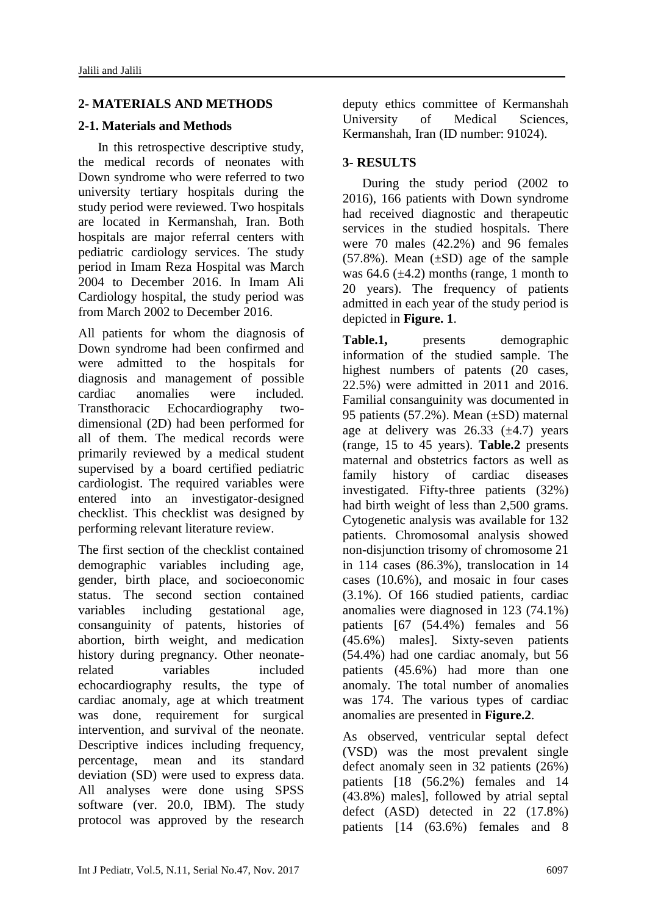## 2- MATERIALS AND METHODS

### 2-1. Materials and Methods

In this retrospective descriptive study, the medical records of neonates with Down syndrome who were referred to two university tertiary hospitals during the study period were reviewed. Two hospitals are located in Kermanshah, Iran. Both hospitals are major referral centers with pediatric cardiology services. The study period in Imam Reza Hospital was March 2004 to December 2016. In Imam Ali Cardiology hospital, the study period was from March 2002 to December 2016.

All patients for whom the diagnosis of Down syndrome had been confirmed and were admitted to the hospitals for diagnosis and management of possible cardiac anomalies were included. Transthoracic Echocardiography two-dimensional (2D) had been performed for all of them. The medical records were primarily reviewed by a medical student supervised by a board certified pediatric cardiologist. The required variables were entered into an investigator-designed checklist. This checklist was designed by performing relevant literature review.

The first section of the checklist contained demographic variables including age, gender, birth place, and socioeconomic status. The second section contained variables including gestational age, consanguinity of patents, histories of abortion, birth weight, and medication history during pregnancy. Other neonate-related variables included echocardiography results, the type of cardiac anomaly, age at which treatment was done, requirement for surgical intervention, and survival of the neonate. Descriptive indices including frequency, percentage, mean and its standard deviation (SD) were used to express data. All analyses were done using SPSS software (ver. 20.0, IBM). The study protocol was approved by the research deputy ethics committee of Kermanshah University of Medical Sciences, Kermanshah, Iran (ID number: 91024).

## 3- RESULTS

During the study period (2002 to 2016), 166 patients with Down syndrome had received diagnostic and therapeutic services in the studied hospitals. There were 70 males (42.2%) and 96 females (57.8%). Mean (±SD) age of the sample was 64.6 (±4.2) months (range, 1 month to 20 years). The frequency of patients admitted in each year of the study period is depicted in **Figure. 1**.

**Table.1,** presents demographic information of the studied sample. The highest numbers of patents (20 cases, 22.5%) were admitted in 2011 and 2016. Familial consanguinity was documented in 95 patients (57.2%). Mean (±SD) maternal age at delivery was 26.33 (±4.7) years (range, 15 to 45 years). **Table.2** presents maternal and obstetrics factors as well as family history of cardiac diseases investigated. Fifty-three patients (32%) had birth weight of less than 2,500 grams. Cytogenetic analysis was available for 132 patients. Chromosomal analysis showed non-disjunction trisomy of chromosome 21 in 114 cases (86.3%), translocation in 14 cases (10.6%), and mosaic in four cases (3.1%). Of 166 studied patients, cardiac anomalies were diagnosed in 123 (74.1%) patients [67 (54.4%) females and 56 (45.6%) males]. Sixty-seven patients (54.4%) had one cardiac anomaly, but 56 patients (45.6%) had more than one anomaly. The total number of anomalies was 174. The various types of cardiac anomalies are presented in **Figure.2**.

As observed, ventricular septal defect (VSD) was the most prevalent single defect anomaly seen in 32 patients (26%) patients [18 (56.2%) females and 14 (43.8%) males], followed by atrial septal defect (ASD) detected in 22 (17.8%) patients [14 (63.6%) females and 8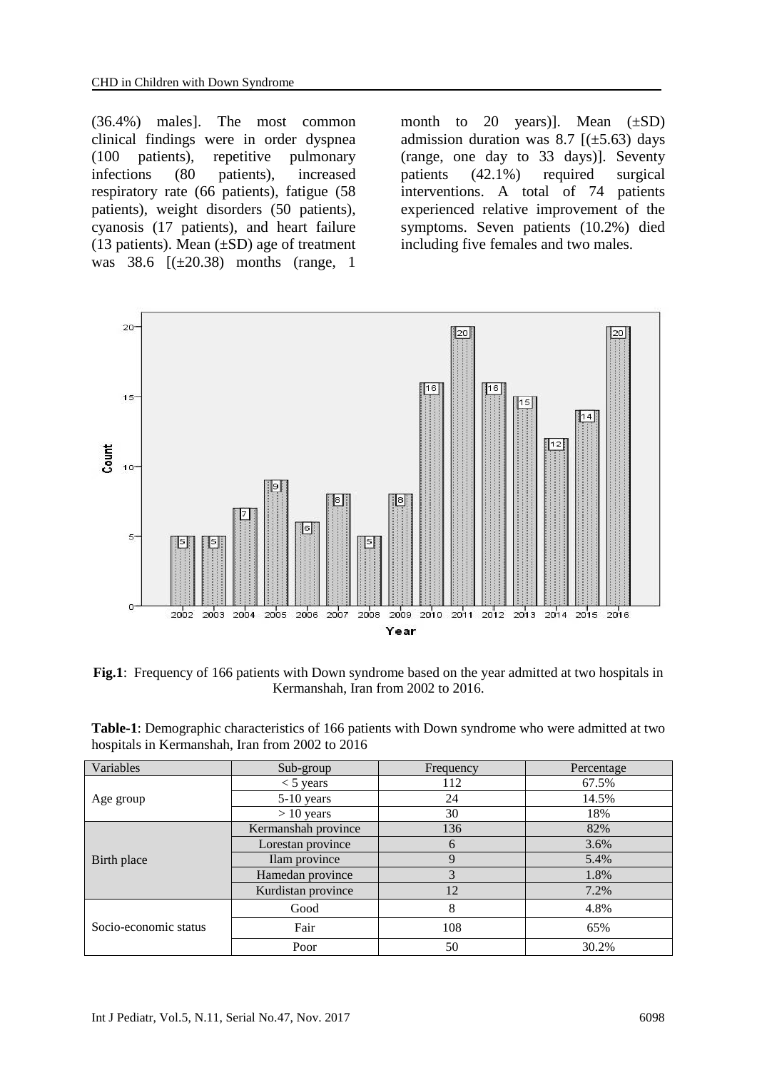(36.4%) males]. The most common clinical findings were in order dyspnea (100 patients), repetitive pulmonary infections (80 patients), increased respiratory rate (66 patients), fatigue (58 patients), weight disorders (50 patients), cyanosis (17 patients), and heart failure (13 patients). Mean (±SD) age of treatment was 38.6 [(±20.38) months (range, 1 month to 20 years)]. Mean (±SD) admission duration was 8.7 [(±5.63) days (range, one day to 33 days)]. Seventy patients (42.1%) required surgical interventions. A total of 74 patients experienced relative improvement of the symptoms. Seven patients (10.2%) died including five females and two males.

**Fig.1**: Frequency of 166 patients with Down syndrome based on the year admitted at two hospitals in Kermanshah, Iran from 2002 to 2016.

**Table-1**: Demographic characteristics of 166 patients with Down syndrome who were admitted at two hospitals in Kermanshah, Iran from 2002 to 2016

| Variables | Sub-group | Frequency | Percentage |
|---|---|---|---|
| Age group | < 5 years | 112 | 67.5% |
| | 5-10 years | 24 | 14.5% |
| | > 10 years | 30 | 18% |
| Birth place | Kermanshah province | 136 | 82% |
| | Lorestan province | 6 | 3.6% |
| | Ilam province | 9 | 5.4% |
| | Hamedan province | 3 | 1.8% |
| | Kurdistan province | 12 | 7.2% |
| Socio-economic status | Good | 8 | 4.8% |
| | Fair | 108 | 65% |
| | Poor | 50 | 30.2% |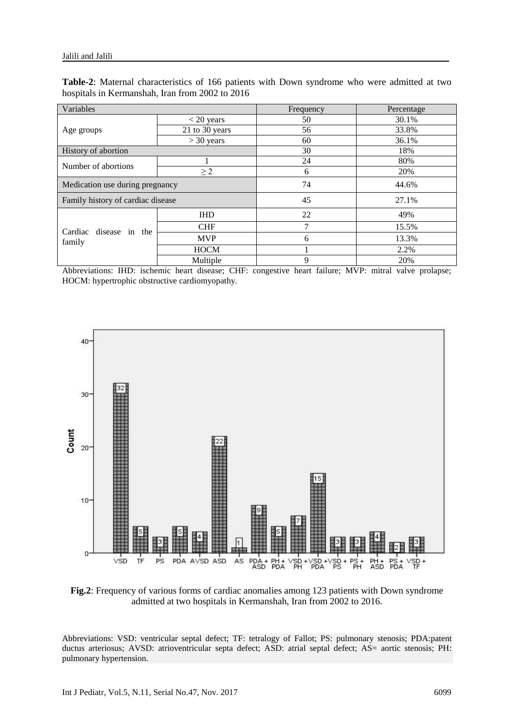**Table-2**: Maternal characteristics of 166 patients with Down syndrome who were admitted at two hospitals in Kermanshah, Iran from 2002 to 2016

| Variables | | Frequency | Percentage |
|---|---|---|---|
| Age groups | < 20 years | 50 | 30.1% |
| | 21 to 30 years | 56 | 33.8% |
| | > 30 years | 60 | 36.1% |
| History of abortion | | 30 | 18% |
| Number of abortions | 1 | 24 | 80% |
| | ≥ 2 | 6 | 20% |
| Medication use during pregnancy | | 74 | 44.6% |
| Family history of cardiac disease | | 45 | 27.1% |
| Cardiac disease in the family | IHD | 22 | 49% |
| | CHF | 7 | 15.5% |
| | MVP | 6 | 13.3% |
| | HOCM | 1 | 2.2% |
| | Multiple | 9 | 20% |

Abbreviations: IHD: ischemic heart disease; CHF: congestive heart failure; MVP: mitral valve prolapse; HOCM: hypertrophic obstructive cardiomyopathy.

**Fig.2**: Frequency of various forms of cardiac anomalies among 123 patients with Down syndrome admitted at two hospitals in Kermanshah, Iran from 2002 to 2016.

Abbreviations: VSD: ventricular septal defect; TF: tetralogy of Fallot; PS: pulmonary stenosis; PDA:patent ductus arteriosus; AVSD: atrioventricular septa defect; ASD: atrial septal defect; AS= aortic stenosis; PH: pulmonary hypertension.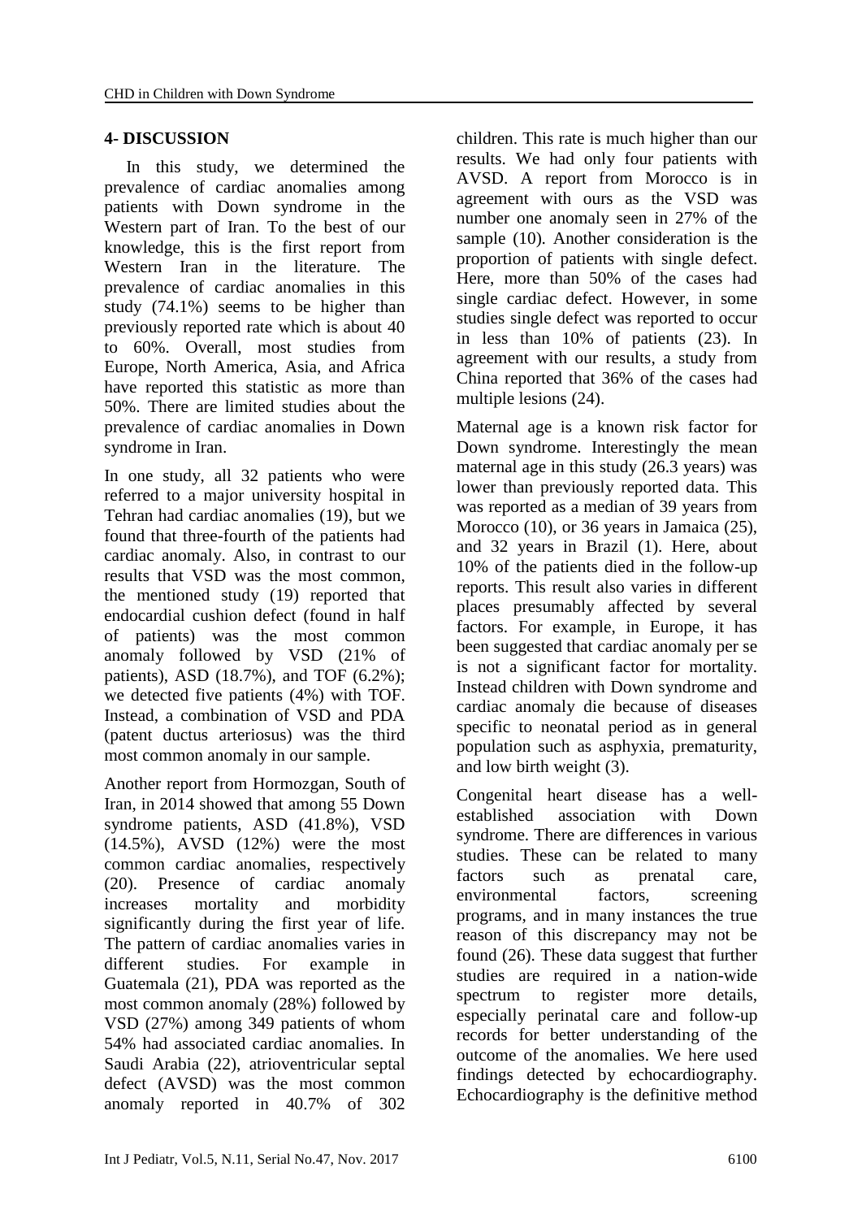## 4- DISCUSSION

In this study, we determined the prevalence of cardiac anomalies among patients with Down syndrome in the Western part of Iran. To the best of our knowledge, this is the first report from Western Iran in the literature. The prevalence of cardiac anomalies in this study (74.1%) seems to be higher than previously reported rate which is about 40 to 60%. Overall, most studies from Europe, North America, Asia, and Africa have reported this statistic as more than 50%. There are limited studies about the prevalence of cardiac anomalies in Down syndrome in Iran.

In one study, all 32 patients who were referred to a major university hospital in Tehran had cardiac anomalies (19), but we found that three-fourth of the patients had cardiac anomaly. Also, in contrast to our results that VSD was the most common, the mentioned study (19) reported that endocardial cushion defect (found in half of patients) was the most common anomaly followed by VSD (21% of patients), ASD (18.7%), and TOF (6.2%); we detected five patients (4%) with TOF. Instead, a combination of VSD and PDA (patent ductus arteriosus) was the third most common anomaly in our sample.

Another report from Hormozgan, South of Iran, in 2014 showed that among 55 Down syndrome patients, ASD (41.8%), VSD (14.5%), AVSD (12%) were the most common cardiac anomalies, respectively (20). Presence of cardiac anomaly increases mortality and morbidity significantly during the first year of life. The pattern of cardiac anomalies varies in different studies. For example in Guatemala (21), PDA was reported as the most common anomaly (28%) followed by VSD (27%) among 349 patients of whom 54% had associated cardiac anomalies. In Saudi Arabia (22), atrioventricular septal defect (AVSD) was the most common anomaly reported in 40.7% of 302 children. This rate is much higher than our results. We had only four patients with AVSD. A report from Morocco is in agreement with ours as the VSD was number one anomaly seen in 27% of the sample (10). Another consideration is the proportion of patients with single defect. Here, more than 50% of the cases had single cardiac defect. However, in some studies single defect was reported to occur in less than 10% of patients (23). In agreement with our results, a study from China reported that 36% of the cases had multiple lesions (24).

Maternal age is a known risk factor for Down syndrome. Interestingly the mean maternal age in this study (26.3 years) was lower than previously reported data. This was reported as a median of 39 years from Morocco (10), or 36 years in Jamaica (25), and 32 years in Brazil (1). Here, about 10% of the patients died in the follow-up reports. This result also varies in different places presumably affected by several factors. For example, in Europe, it has been suggested that cardiac anomaly per se is not a significant factor for mortality. Instead children with Down syndrome and cardiac anomaly die because of diseases specific to neonatal period as in general population such as asphyxia, prematurity, and low birth weight (3).

Congenital heart disease has a well-established association with Down syndrome. There are differences in various studies. These can be related to many factors such as prenatal care, environmental factors, screening programs, and in many instances the true reason of this discrepancy may not be found (26). These data suggest that further studies are required in a nation-wide spectrum to register more details, especially perinatal care and follow-up records for better understanding of the outcome of the anomalies. We here used findings detected by echocardiography. Echocardiography is the definitive method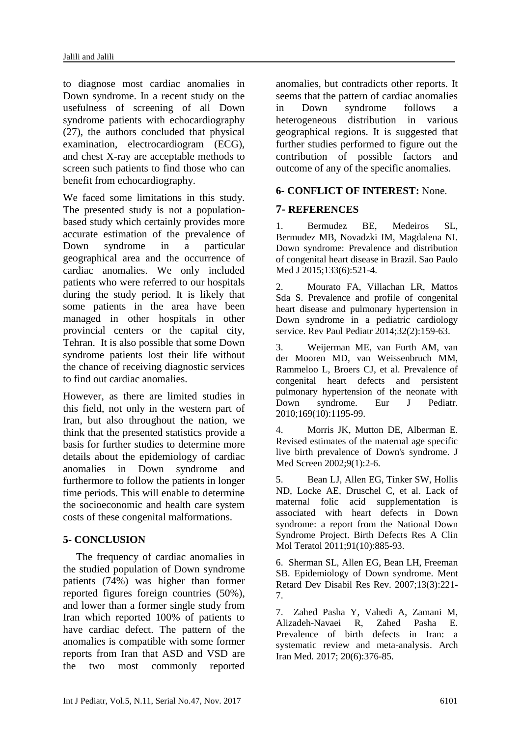to diagnose most cardiac anomalies in Down syndrome. In a recent study on the usefulness of screening of all Down syndrome patients with echocardiography (27), the authors concluded that physical examination, electrocardiogram (ECG), and chest X-ray are acceptable methods to screen such patients to find those who can benefit from echocardiography.

We faced some limitations in this study. The presented study is not a population-based study which certainly provides more accurate estimation of the prevalence of Down syndrome in a particular geographical area and the occurrence of cardiac anomalies. We only included patients who were referred to our hospitals during the study period. It is likely that some patients in the area have been managed in other hospitals in other provincial centers or the capital city, Tehran. It is also possible that some Down syndrome patients lost their life without the chance of receiving diagnostic services to find out cardiac anomalies.

However, as there are limited studies in this field, not only in the western part of Iran, but also throughout the nation, we think that the presented statistics provide a basis for further studies to determine more details about the epidemiology of cardiac anomalies in Down syndrome and furthermore to follow the patients in longer time periods. This will enable to determine the socioeconomic and health care system costs of these congenital malformations.

## 5- CONCLUSION

The frequency of cardiac anomalies in the studied population of Down syndrome patients (74%) was higher than former reported figures foreign countries (50%), and lower than a former single study from Iran which reported 100% of patients to have cardiac defect. The pattern of the anomalies is compatible with some former reports from Iran that ASD and VSD are the two most commonly reported anomalies, but contradicts other reports. It seems that the pattern of cardiac anomalies in Down syndrome follows a heterogeneous distribution in various geographical regions. It is suggested that further studies performed to figure out the contribution of possible factors and outcome of any of the specific anomalies.

## 6- CONFLICT OF INTEREST: None.

## 7- REFERENCES

1. Bermudez BE, Medeiros SL, Bermudez MB, Novadzki IM, Magdalena NI. Down syndrome: Prevalence and distribution of congenital heart disease in Brazil. Sao Paulo Med J 2015;133(6):521-4.

2. Mourato FA, Villachan LR, Mattos Sda S. Prevalence and profile of congenital heart disease and pulmonary hypertension in Down syndrome in a pediatric cardiology service. Rev Paul Pediatr 2014;32(2):159-63.

3. Weijerman ME, van Furth AM, van der Mooren MD, van Weissenbruch MM, Rammeloo L, Broers CJ, et al. Prevalence of congenital heart defects and persistent pulmonary hypertension of the neonate with Down syndrome. Eur J Pediatr. 2010;169(10):1195-99.

4. Morris JK, Mutton DE, Alberman E. Revised estimates of the maternal age specific live birth prevalence of Down's syndrome. J Med Screen 2002;9(1):2-6.

5. Bean LJ, Allen EG, Tinker SW, Hollis ND, Locke AE, Druschel C, et al. Lack of maternal folic acid supplementation is associated with heart defects in Down syndrome: a report from the National Down Syndrome Project. Birth Defects Res A Clin Mol Teratol 2011;91(10):885-93.

6. Sherman SL, Allen EG, Bean LH, Freeman SB. Epidemiology of Down syndrome. Ment Retard Dev Disabil Res Rev. 2007;13(3):221-7.

7. Zahed Pasha Y, Vahedi A, Zamani M, Alizadeh-Navaei R, Zahed Pasha E. Prevalence of birth defects in Iran: a systematic review and meta-analysis. Arch Iran Med. 2017; 20(6):376-85.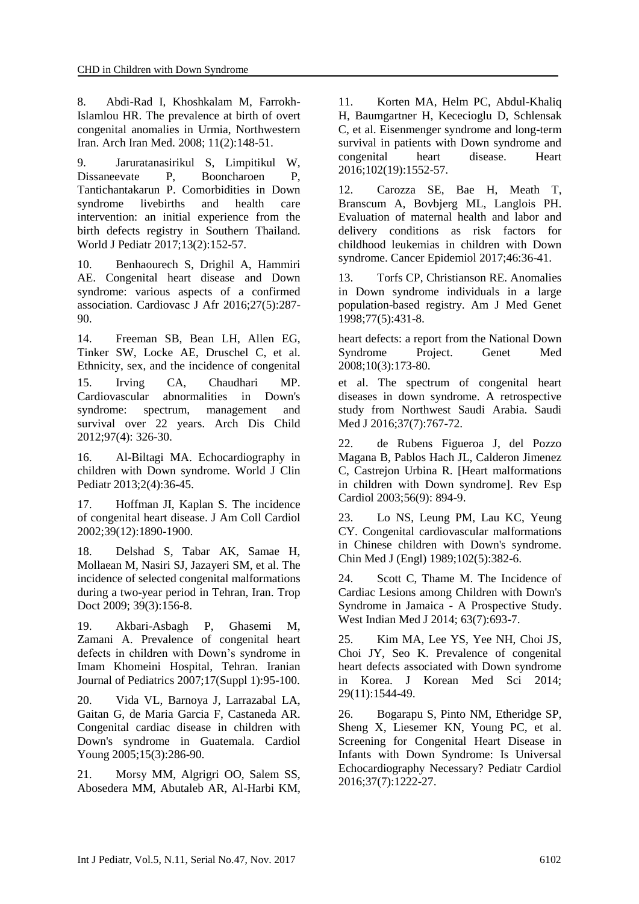8. Abdi-Rad I, Khoshkalam M, Farrokh-Islamlou HR. The prevalence at birth of overt congenital anomalies in Urmia, Northwestern Iran. Arch Iran Med. 2008; 11(2):148-51.

9. Jaruratanasirikul S, Limpitikul W, Dissaneevate P, Booncharoen P, Tantichantakarun P. Comorbidities in Down syndrome livebirths and health care intervention: an initial experience from the birth defects registry in Southern Thailand. World J Pediatr 2017;13(2):152-57.

10. Benhaourech S, Drighil A, Hammiri AE. Congenital heart disease and Down syndrome: various aspects of a confirmed association. Cardiovasc J Afr 2016;27(5):287-90.

11. Korten MA, Helm PC, Abdul-Khaliq H, Baumgartner H, Kececioglu D, Schlensak C, et al. Eisenmenger syndrome and long-term survival in patients with Down syndrome and congenital heart disease. Heart 2016;102(19):1552-57.

12. Carozza SE, Bae H, Meath T, Branscum A, Bovbjerg ML, Langlois PH. Evaluation of maternal health and labor and delivery conditions as risk factors for childhood leukemias in children with Down syndrome. Cancer Epidemiol 2017;46:36-41.

13. Torfs CP, Christianson RE. Anomalies in Down syndrome individuals in a large population-based registry. Am J Med Genet 1998;77(5):431-8.

14. Freeman SB, Bean LH, Allen EG, Tinker SW, Locke AE, Druschel C, et al. Ethnicity, sex, and the incidence of congenital heart defects: a report from the National Down Syndrome Project. Genet Med 2008;10(3):173-80.

15. Irving CA, Chaudhari MP. Cardiovascular abnormalities in Down's syndrome: spectrum, management and survival over 22 years. Arch Dis Child 2012;97(4): 326-30.

16. Al-Biltagi MA. Echocardiography in children with Down syndrome. World J Clin Pediatr 2013;2(4):36-45.

17. Hoffman JI, Kaplan S. The incidence of congenital heart disease. J Am Coll Cardiol 2002;39(12):1890-1900.

18. Delshad S, Tabar AK, Samae H, Mollaean M, Nasiri SJ, Jazayeri SM, et al. The incidence of selected congenital malformations during a two-year period in Tehran, Iran. Trop Doct 2009; 39(3):156-8.

19. Akbari-Asbagh P, Ghasemi M, Zamani A. Prevalence of congenital heart defects in children with Down's syndrome in Imam Khomeini Hospital, Tehran. Iranian Journal of Pediatrics 2007;17(Suppl 1):95-100.

20. Vida VL, Barnoya J, Larrazabal LA, Gaitan G, de Maria Garcia F, Castaneda AR. Congenital cardiac disease in children with Down's syndrome in Guatemala. Cardiol Young 2005;15(3):286-90.

21. Morsy MM, Algrigri OO, Salem SS, Abosedera MM, Abutaleb AR, Al-Harbi KM, et al. The spectrum of congenital heart diseases in down syndrome. A retrospective study from Northwest Saudi Arabia. Saudi Med J 2016;37(7):767-72.

22. de Rubens Figueroa J, del Pozzo Magana B, Pablos Hach JL, Calderon Jimenez C, Castrejon Urbina R. [Heart malformations in children with Down syndrome]. Rev Esp Cardiol 2003;56(9): 894-9.

23. Lo NS, Leung PM, Lau KC, Yeung CY. Congenital cardiovascular malformations in Chinese children with Down's syndrome. Chin Med J (Engl) 1989;102(5):382-6.

24. Scott C, Thame M. The Incidence of Cardiac Lesions among Children with Down's Syndrome in Jamaica - A Prospective Study. West Indian Med J 2014; 63(7):693-7.

25. Kim MA, Lee YS, Yee NH, Choi JS, Choi JY, Seo K. Prevalence of congenital heart defects associated with Down syndrome in Korea. J Korean Med Sci 2014; 29(11):1544-49.

26. Bogarapu S, Pinto NM, Etheridge SP, Sheng X, Liesemer KN, Young PC, et al. Screening for Congenital Heart Disease in Infants with Down Syndrome: Is Universal Echocardiography Necessary? Pediatr Cardiol 2016;37(7):1222-27.